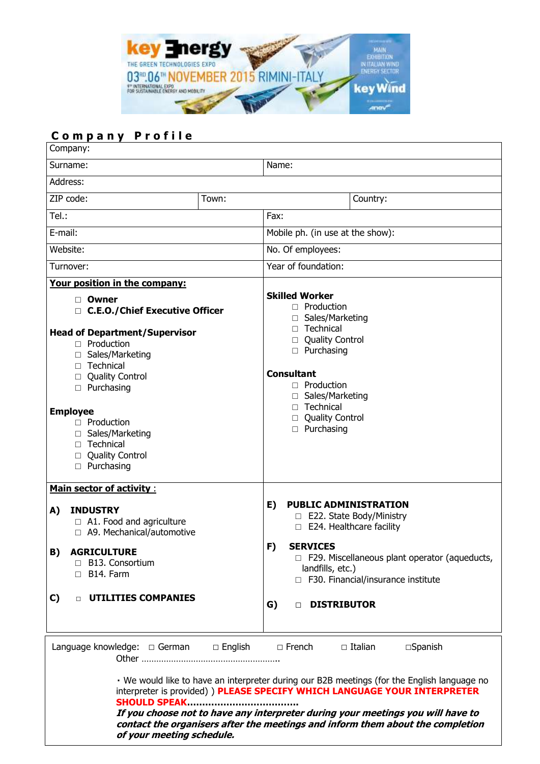key Energy THE GREEN TECHNOLOGIES EXPO 03RD-06TH NOVEMBER 2015 RIMINI-ITALY 9TH INTERNATIONAL EXPO FOR SUSTAINABLE ENERGY AND MOBILITY

MAIN EXHIBITION IN ITALIAN WIND ENERGY SECTOR key Wind

## Company Profile

| Company: | | |
|---|---|---|
| Surname: | Name: | |
| Address: | | |
| ZIP code: | Town: | Country: |
| Tel.: | Fax: | |
| E-mail: | Mobile ph. (in use at the show): | |
| Website: | No. Of employees: | |
| Turnover: | Year of foundation: | |

**Your position in the company:**

- ☐ **Owner**
- ☐ **C.E.O./Chief Executive Officer**

**Head of Department/Supervisor**

- ☐ Production
- ☐ Sales/Marketing
- ☐ Technical
- ☐ Quality Control
- ☐ Purchasing

**Employee**

- ☐ Production
- ☐ Sales/Marketing
- ☐ Technical
- ☐ Quality Control
- ☐ Purchasing

**Skilled Worker**

- ☐ Production
- ☐ Sales/Marketing
- ☐ Technical
- ☐ Quality Control
- ☐ Purchasing

**Consultant**

- ☐ Production
- ☐ Sales/Marketing
- ☐ Technical
- ☐ Quality Control
- ☐ Purchasing

**Main sector of activity** :

**A) INDUSTRY**

- ☐ A1. Food and agriculture
- ☐ A9. Mechanical/automotive

**B) AGRICULTURE**

- ☐ B13. Consortium
- ☐ B14. Farm

**C)** ☐ **UTILITIES COMPANIES**

**E) PUBLIC ADMINISTRATION**

- ☐ E22. State Body/Ministry
- ☐ E24. Healthcare facility

**F) SERVICES**

- ☐ F29. Miscellaneous plant operator (aqueducts, landfills, etc.)
- ☐ F30. Financial/insurance institute

**G)** ☐ **DISTRIBUTOR**

Language knowledge: ☐ German ☐ English ☐ French ☐ Italian ☐Spanish
Other ………………………………………………

· We would like to have an interpreter during our B2B meetings (for the English language no interpreter is provided) ) **PLEASE SPECIFY WHICH LANGUAGE YOUR INTERPRETER SHOULD SPEAK……………………………….**

***If you choose not to have any interpreter during your meetings you will have to contact the organisers after the meetings and inform them about the completion of your meeting schedule.***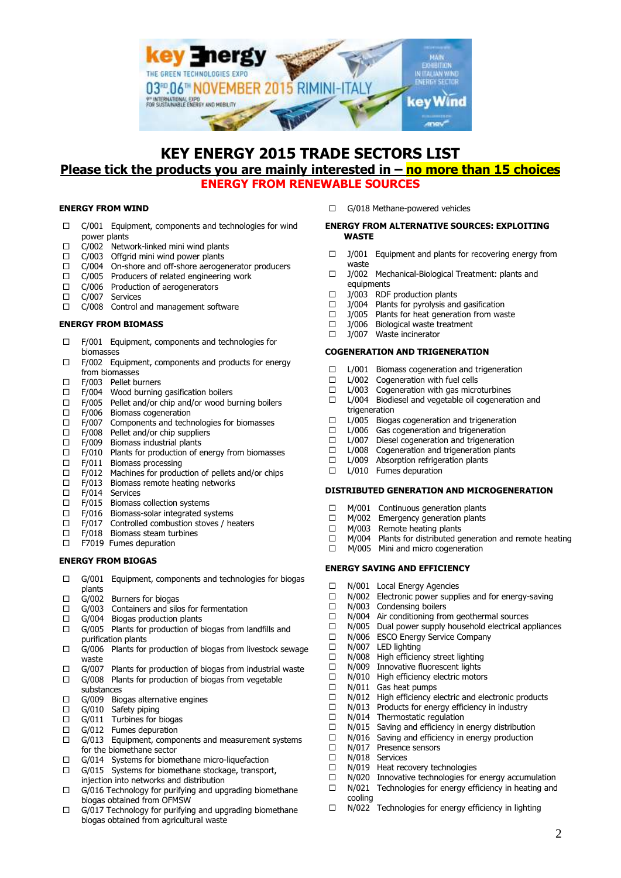# KEY ENERGY 2015 TRADE SECTORS LIST

**Please tick the products you are mainly interested in – no more than 15 choices**

## ENERGY FROM RENEWABLE SOURCES

### ENERGY FROM WIND

- ☐ C/001 Equipment, components and technologies for wind power plants
- ☐ C/002 Network-linked mini wind plants
- ☐ C/003 Offgrid mini wind power plants
- ☐ C/004 On-shore and off-shore aerogenerator producers
- ☐ C/005 Producers of related engineering work
- ☐ C/006 Production of aerogenerators
- ☐ C/007 Services
- ☐ C/008 Control and management software

### ENERGY FROM BIOMASS

- ☐ F/001 Equipment, components and technologies for biomasses
- ☐ F/002 Equipment, components and products for energy from biomasses
- ☐ F/003 Pellet burners
- ☐ F/004 Wood burning gasification boilers
- ☐ F/005 Pellet and/or chip and/or wood burning boilers
- ☐ F/006 Biomass cogeneration
- ☐ F/007 Components and technologies for biomasses
- ☐ F/008 Pellet and/or chip suppliers
- ☐ F/009 Biomass industrial plants
- ☐ F/010 Plants for production of energy from biomasses
- ☐ F/011 Biomass processing
- ☐ F/012 Machines for production of pellets and/or chips
- ☐ F/013 Biomass remote heating networks
- ☐ F/014 Services
- ☐ F/015 Biomass collection systems
- ☐ F/016 Biomass-solar integrated systems
- ☐ F/017 Controlled combustion stoves / heaters
- ☐ F/018 Biomass steam turbines
- ☐ F7019 Fumes depuration

### ENERGY FROM BIOGAS

- ☐ G/001 Equipment, components and technologies for biogas plants
- ☐ G/002 Burners for biogas
- ☐ G/003 Containers and silos for fermentation
- ☐ G/004 Biogas production plants
- ☐ G/005 Plants for production of biogas from landfills and purification plants
- ☐ G/006 Plants for production of biogas from livestock sewage waste
- ☐ G/007 Plants for production of biogas from industrial waste
- ☐ G/008 Plants for production of biogas from vegetable substances
- ☐ G/009 Biogas alternative engines
- ☐ G/010 Safety piping
- ☐ G/011 Turbines for biogas
- ☐ G/012 Fumes depuration
- ☐ G/013 Equipment, components and measurement systems for the biomethane sector
- ☐ G/014 Systems for biomethane micro-liquefaction
- ☐ G/015 Systems for biomethane stockage, transport, injection into networks and distribution
- ☐ G/016 Technology for purifying and upgrading biomethane biogas obtained from OFMSW
- ☐ G/017 Technology for purifying and upgrading biomethane biogas obtained from agricultural waste
- ☐ G/018 Methane-powered vehicles

### ENERGY FROM ALTERNATIVE SOURCES: EXPLOITING WASTE

- ☐ J/001 Equipment and plants for recovering energy from waste
- ☐ J/002 Mechanical-Biological Treatment: plants and equipments
- ☐ J/003 RDF production plants
- ☐ J/004 Plants for pyrolysis and gasification
- ☐ J/005 Plants for heat generation from waste
- ☐ J/006 Biological waste treatment
- ☐ J/007 Waste incinerator

### COGENERATION AND TRIGENERATION

- ☐ L/001 Biomass cogeneration and trigeneration
- ☐ L/002 Cogeneration with fuel cells
- ☐ L/003 Cogeneration with gas microturbines
- ☐ L/004 Biodiesel and vegetable oil cogeneration and trigeneration
- ☐ L/005 Biogas cogeneration and trigeneration
- ☐ L/006 Gas cogeneration and trigeneration
- ☐ L/007 Diesel cogeneration and trigeneration
- ☐ L/008 Cogeneration and trigeneration plants
- ☐ L/009 Absorption refrigeration plants
- ☐ L/010 Fumes depuration

### DISTRIBUTED GENERATION AND MICROGENERATION

- ☐ M/001 Continuous generation plants
- ☐ M/002 Emergency generation plants
- ☐ M/003 Remote heating plants
- ☐ M/004 Plants for distributed generation and remote heating
- ☐ M/005 Mini and micro cogeneration

### ENERGY SAVING AND EFFICIENCY

- ☐ N/001 Local Energy Agencies
- ☐ N/002 Electronic power supplies and for energy-saving
- ☐ N/003 Condensing boilers
- ☐ N/004 Air conditioning from geothermal sources
- ☐ N/005 Dual power supply household electrical appliances
- ☐ N/006 ESCO Energy Service Company
- ☐ N/007 LED lighting
- ☐ N/008 High efficiency street lighting
- ☐ N/009 Innovative fluorescent lights
- ☐ N/010 High efficiency electric motors
- ☐ N/011 Gas heat pumps
- ☐ N/012 High efficiency electric and electronic products
- ☐ N/013 Products for energy efficiency in industry
- ☐ N/014 Thermostatic regulation
- ☐ N/015 Saving and efficiency in energy distribution
- ☐ N/016 Saving and efficiency in energy production
- ☐ N/017 Presence sensors
- ☐ N/018 Services
- ☐ N/019 Heat recovery technologies
- ☐ N/020 Innovative technologies for energy accumulation
- ☐ N/021 Technologies for energy efficiency in heating and cooling
- ☐ N/022 Technologies for energy efficiency in lighting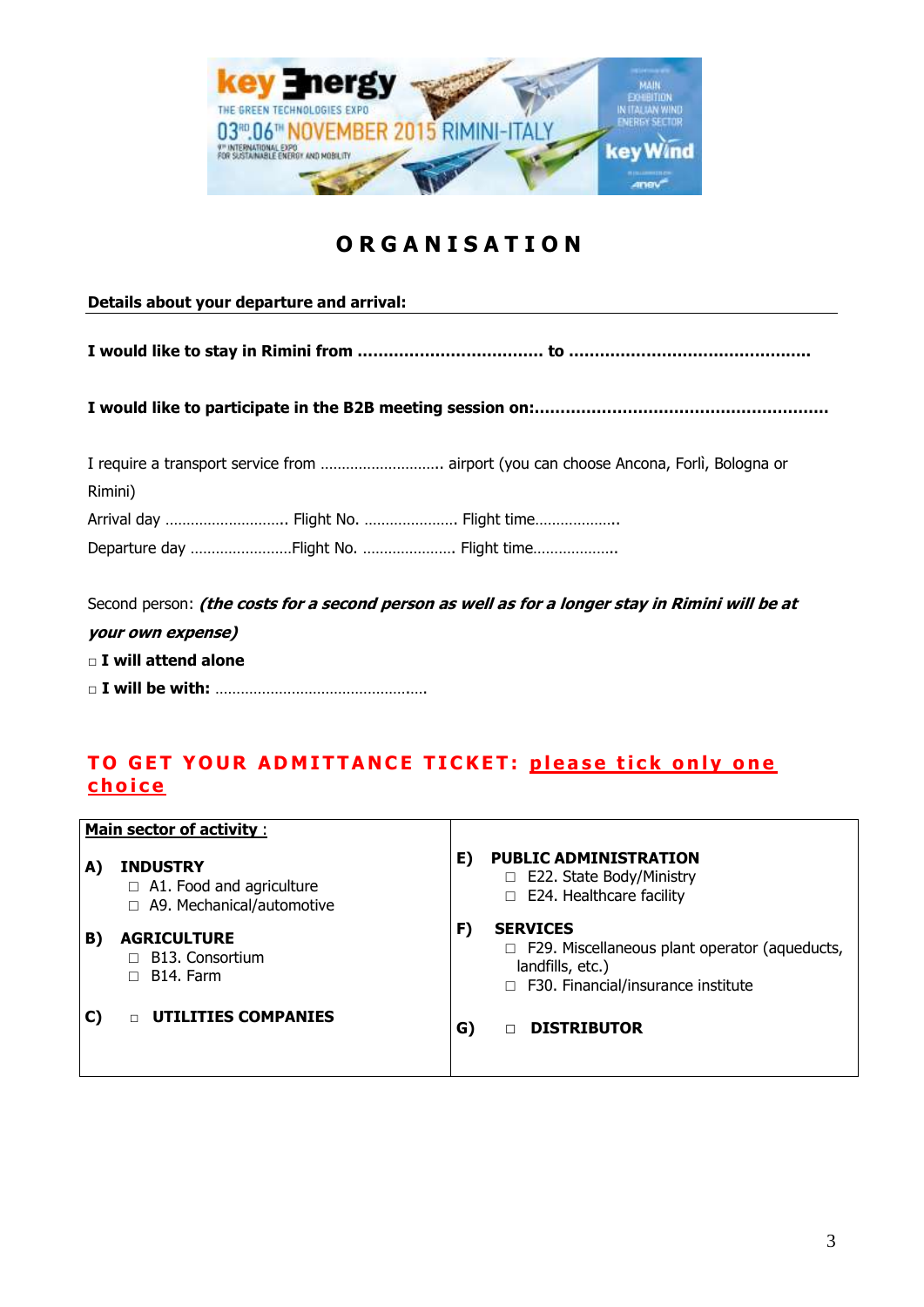# ORGANISATION

**Details about your departure and arrival:**

**I would like to stay in Rimini from ................................... to .............................................**

**I would like to participate in the B2B meeting session on:.......................................................**

I require a transport service from ............................ airport (you can choose Ancona, Forlì, Bologna or Rimini)

Arrival day ............................ Flight No. ...................... Flight time...................

Departure day ........................Flight No. ...................... Flight time...................

Second person: ***(the costs for a second person as well as for a longer stay in Rimini will be at your own expense)***

□ **I will attend alone**

□ **I will be with:** ................................................

## TO GET YOUR ADMITTANCE TICKET: please tick only one choice

| **Main sector of activity** : | |
|---|---|
| **A) INDUSTRY**<br>□ A1. Food and agriculture<br>□ A9. Mechanical/automotive | **E) PUBLIC ADMINISTRATION**<br>□ E22. State Body/Ministry<br>□ E24. Healthcare facility |
| **B) AGRICULTURE**<br>□ B13. Consortium<br>□ B14. Farm | **F) SERVICES**<br>□ F29. Miscellaneous plant operator (aqueducts, landfills, etc.)<br>□ F30. Financial/insurance institute |
| **C)** □ **UTILITIES COMPANIES** | **G)** □ **DISTRIBUTOR** |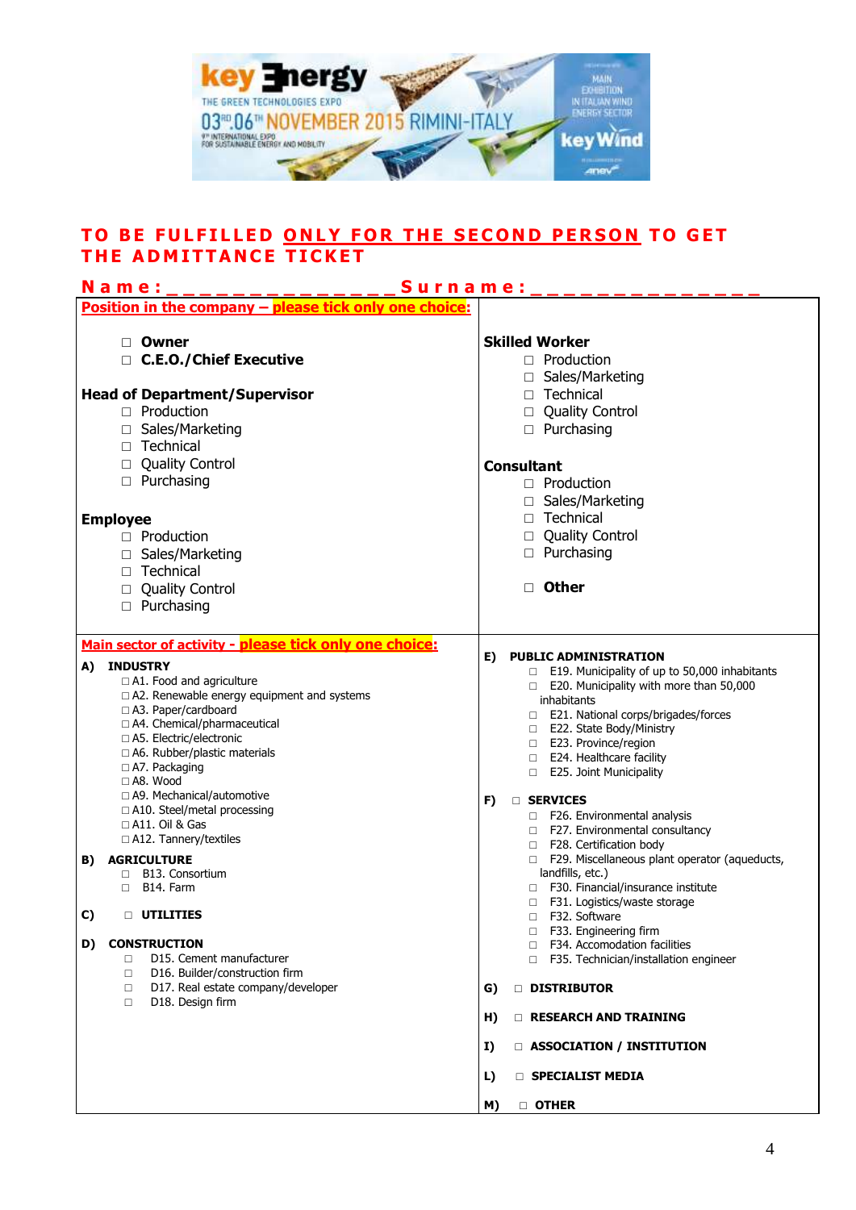**TO BE FULFILLED ONLY FOR THE SECOND PERSON TO GET THE ADMITTANCE TICKET**

**Name:\_\_\_\_\_\_\_\_\_\_\_\_\_\_\_ Surname:\_\_\_\_\_\_\_\_\_\_\_\_\_\_\_**

**Position in the company – please tick only one choice:**

- ☐ **Owner**
- ☐ **C.E.O./Chief Executive**

**Head of Department/Supervisor**

- ☐ Production
- ☐ Sales/Marketing
- ☐ Technical
- ☐ Quality Control
- ☐ Purchasing

**Employee**

- ☐ Production
- ☐ Sales/Marketing
- ☐ Technical
- ☐ Quality Control
- ☐ Purchasing

**Skilled Worker**

- ☐ Production
- ☐ Sales/Marketing
- ☐ Technical
- ☐ Quality Control
- ☐ Purchasing

**Consultant**

- ☐ Production
- ☐ Sales/Marketing
- ☐ Technical
- ☐ Quality Control
- ☐ Purchasing

- ☐ **Other**

**Main sector of activity - please tick only one choice:**

**A) INDUSTRY**

- ☐ A1. Food and agriculture
- ☐ A2. Renewable energy equipment and systems
- ☐ A3. Paper/cardboard
- ☐ A4. Chemical/pharmaceutical
- ☐ A5. Electric/electronic
- ☐ A6. Rubber/plastic materials
- ☐ A7. Packaging
- ☐ A8. Wood
- ☐ A9. Mechanical/automotive
- ☐ A10. Steel/metal processing
- ☐ A11. Oil & Gas
- ☐ A12. Tannery/textiles

**B) AGRICULTURE**

- ☐ B13. Consortium
- ☐ B14. Farm

**C) ☐ UTILITIES**

**D) CONSTRUCTION**

- ☐ D15. Cement manufacturer
- ☐ D16. Builder/construction firm
- ☐ D17. Real estate company/developer
- ☐ D18. Design firm

**E) PUBLIC ADMINISTRATION**

- ☐ E19. Municipality of up to 50,000 inhabitants
- ☐ E20. Municipality with more than 50,000 inhabitants
- ☐ E21. National corps/brigades/forces
- ☐ E22. State Body/Ministry
- ☐ E23. Province/region
- ☐ E24. Healthcare facility
- ☐ E25. Joint Municipality

**F) ☐ SERVICES**

- ☐ F26. Environmental analysis
- ☐ F27. Environmental consultancy
- ☐ F28. Certification body
- ☐ F29. Miscellaneous plant operator (aqueducts, landfills, etc.)
- ☐ F30. Financial/insurance institute
- ☐ F31. Logistics/waste storage
- ☐ F32. Software
- ☐ F33. Engineering firm
- ☐ F34. Accomodation facilities
- ☐ F35. Technician/installation engineer

**G) ☐ DISTRIBUTOR**

**H) ☐ RESEARCH AND TRAINING**

**I) ☐ ASSOCIATION / INSTITUTION**

**L) ☐ SPECIALIST MEDIA**

**M) ☐ OTHER**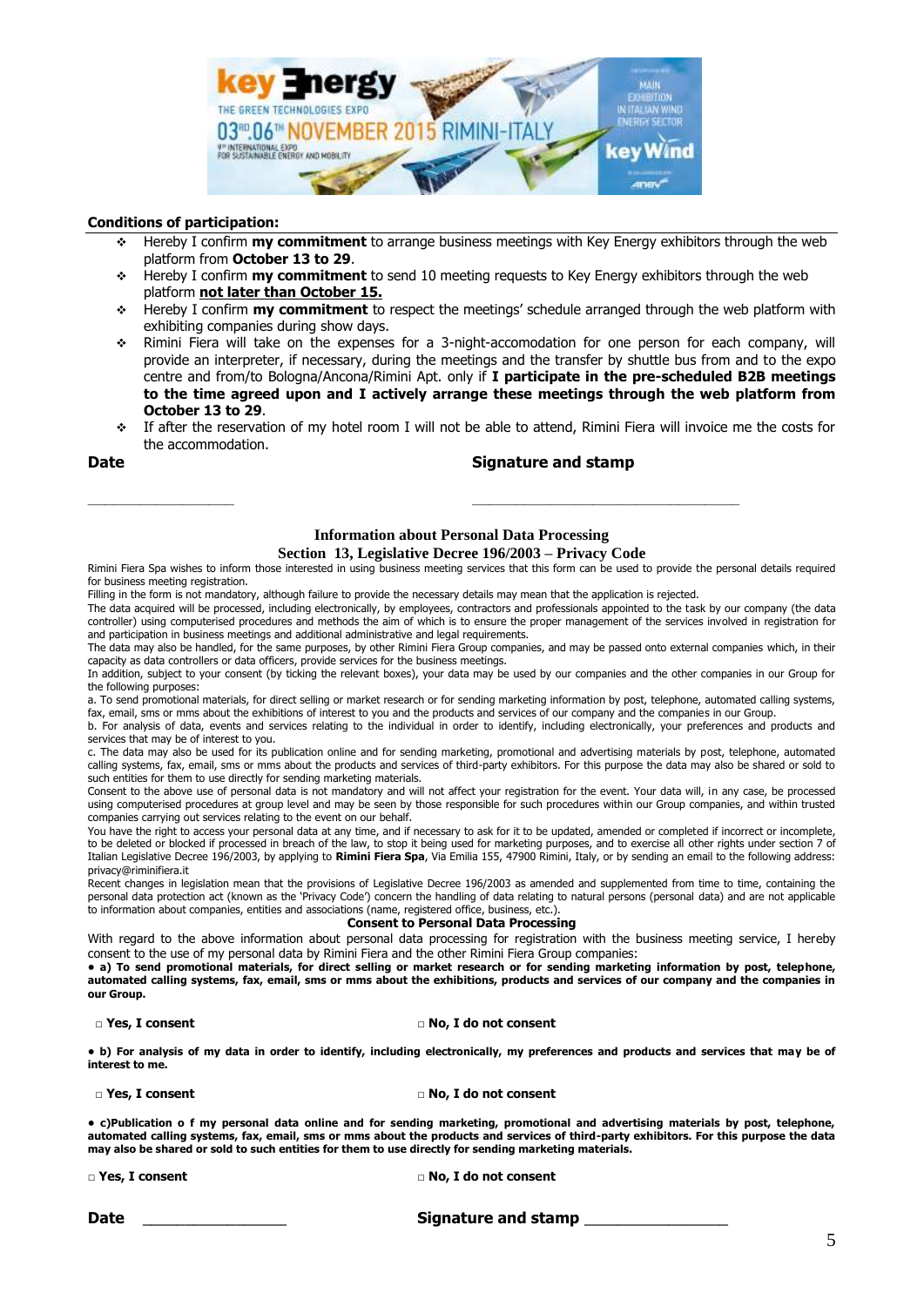**Conditions of participation:**

- Hereby I confirm **my commitment** to arrange business meetings with Key Energy exhibitors through the web platform from **October 13 to 29**.
- Hereby I confirm **my commitment** to send 10 meeting requests to Key Energy exhibitors through the web platform **not later than October 15.**
- Hereby I confirm **my commitment** to respect the meetings' schedule arranged through the web platform with exhibiting companies during show days.
- Rimini Fiera will take on the expenses for a 3-night-accomodation for one person for each company, will provide an interpreter, if necessary, during the meetings and the transfer by shuttle bus from and to the expo centre and from/to Bologna/Ancona/Rimini Apt. only if **I participate in the pre-scheduled B2B meetings to the time agreed upon and I actively arrange these meetings through the web platform from October 13 to 29**.
- If after the reservation of my hotel room I will not be able to attend, Rimini Fiera will invoice me the costs for the accommodation.

**Date** ____________________ **Signature and stamp** ____________________

### Information about Personal Data Processing
### Section 13, Legislative Decree 196/2003 – Privacy Code

Rimini Fiera Spa wishes to inform those interested in using business meeting services that this form can be used to provide the personal details required for business meeting registration.

Filling in the form is not mandatory, although failure to provide the necessary details may mean that the application is rejected.

The data acquired will be processed, including electronically, by employees, contractors and professionals appointed to the task by our company (the data controller) using computerised procedures and methods the aim of which is to ensure the proper management of the services involved in registration for and participation in business meetings and additional administrative and legal requirements.

The data may also be handled, for the same purposes, by other Rimini Fiera Group companies, and may be passed onto external companies which, in their capacity as data controllers or data officers, provide services for the business meetings.

In addition, subject to your consent (by ticking the relevant boxes), your data may be used by our companies and the other companies in our Group for the following purposes:

a. To send promotional materials, for direct selling or market research or for sending marketing information by post, telephone, automated calling systems, fax, email, sms or mms about the exhibitions of interest to you and the products and services of our company and the companies in our Group.

b. For analysis of data, events and services relating to the individual in order to identify, including electronically, your preferences and products and services that may be of interest to you.

c. The data may also be used for its publication online and for sending marketing, promotional and advertising materials by post, telephone, automated calling systems, fax, email, sms or mms about the products and services of third-party exhibitors. For this purpose the data may also be shared or sold to such entities for them to use directly for sending marketing materials.

Consent to the above use of personal data is not mandatory and will not affect your registration for the event. Your data will, in any case, be processed using computerised procedures at group level and may be seen by those responsible for such procedures within our Group companies, and within trusted companies carrying out services relating to the event on our behalf.

You have the right to access your personal data at any time, and if necessary to ask for it to be updated, amended or completed if incorrect or incomplete, to be deleted or blocked if processed in breach of the law, to stop it being used for marketing purposes, and to exercise all other rights under section 7 of Italian Legislative Decree 196/2003, by applying to **Rimini Fiera Spa**, Via Emilia 155, 47900 Rimini, Italy, or by sending an email to the following address: privacy@riminifiera.it

Recent changes in legislation mean that the provisions of Legislative Decree 196/2003 as amended and supplemented from time to time, containing the personal data protection act (known as the 'Privacy Code') concern the handling of data relating to natural persons (personal data) and are not applicable to information about companies, entities and associations (name, registered office, business, etc.).

**Consent to Personal Data Processing**

With regard to the above information about personal data processing for registration with the business meeting service, I hereby consent to the use of my personal data by Rimini Fiera and the other Rimini Fiera Group companies:

**• a) To send promotional materials, for direct selling or market research or for sending marketing information by post, telephone, automated calling systems, fax, email, sms or mms about the exhibitions, products and services of our company and the companies in our Group.**

□ **Yes, I consent** □ **No, I do not consent**

**• b) For analysis of my data in order to identify, including electronically, my preferences and products and services that may be of interest to me.**

□ **Yes, I consent** □ **No, I do not consent**

**• c)Publication o f my personal data online and for sending marketing, promotional and advertising materials by post, telephone, automated calling systems, fax, email, sms or mms about the products and services of third-party exhibitors. For this purpose the data may also be shared or sold to such entities for them to use directly for sending marketing materials.**

□ **Yes, I consent** □ **No, I do not consent**

**Date** ________________ **Signature and stamp** ________________